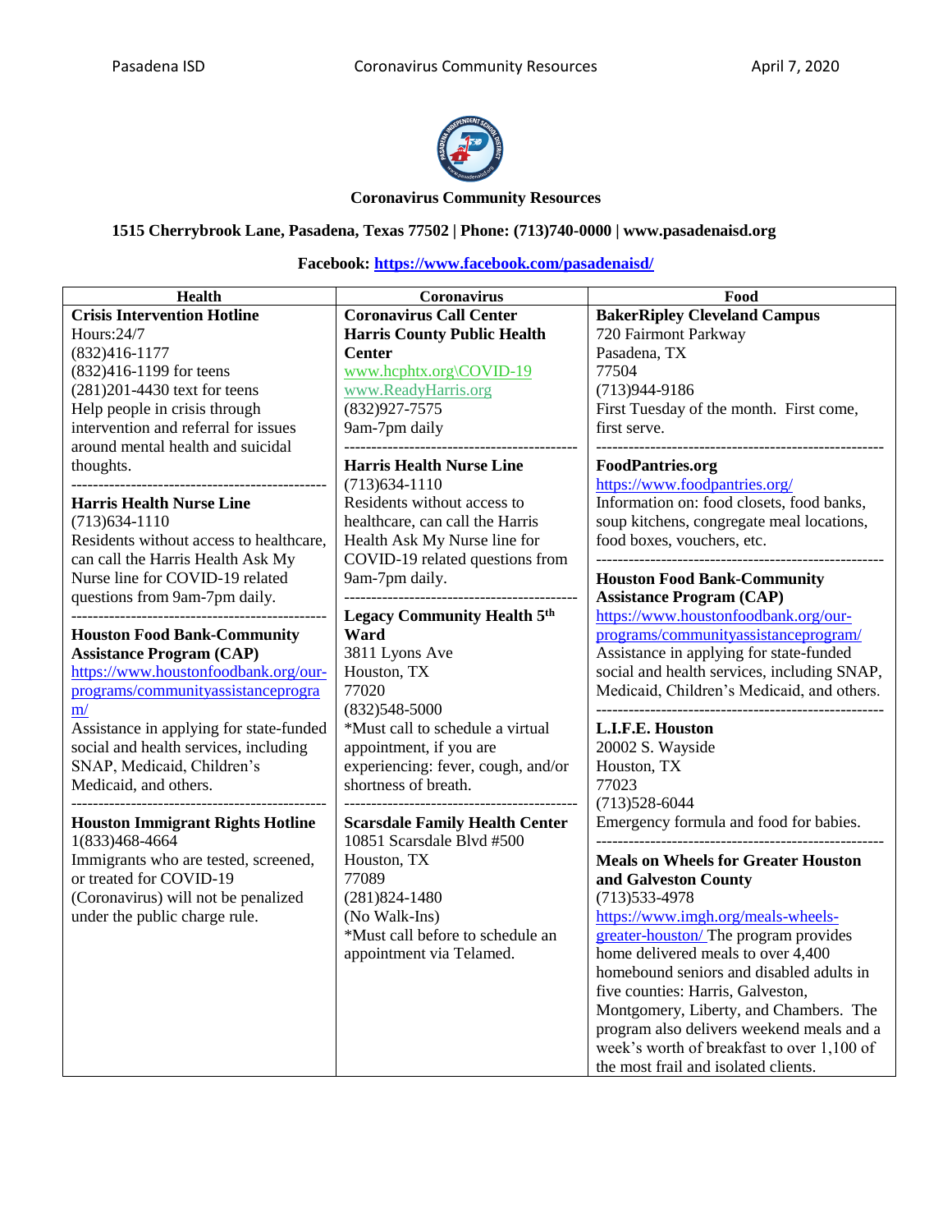# Coronavirus Community Resources

**1515 Cherrybrook Lane, Pasadena, Texas 77502 | Phone: (713)740-0000 | www.pasadenaisd.org**

**Facebook: https://www.facebook.com/pasadenaisd/**

| Health | Coronavirus | Food |
|---|---|---|
| **Crisis Intervention Hotline**<br>Hours:24/7<br>(832)416-1177<br>(832)416-1199 for teens<br>(281)201-4430 text for teens<br>Help people in crisis through intervention and referral for issues around mental health and suicidal thoughts.<br>---<br>**Harris Health Nurse Line**<br>(713)634-1110<br>Residents without access to healthcare, can call the Harris Health Ask My Nurse line for COVID-19 related questions from 9am-7pm daily.<br>---<br>**Houston Food Bank-Community Assistance Program (CAP)**<br>https://www.houstonfoodbank.org/our-programs/communityassistanceprogram/<br>Assistance in applying for state-funded social and health services, including SNAP, Medicaid, Children's Medicaid, and others.<br>---<br>**Houston Immigrant Rights Hotline**<br>1(833)468-4664<br>Immigrants who are tested, screened, or treated for COVID-19 (Coronavirus) will not be penalized under the public charge rule. | **Coronavirus Call Center**<br>**Harris County Public Health Center**<br>www.hcphtx.org\COVID-19<br>www.ReadyHarris.org<br>(832)927-7575<br>9am-7pm daily<br>---<br>**Harris Health Nurse Line**<br>(713)634-1110<br>Residents without access to healthcare, can call the Harris Health Ask My Nurse line for COVID-19 related questions from 9am-7pm daily.<br>---<br>**Legacy Community Health 5th Ward**<br>3811 Lyons Ave<br>Houston, TX<br>77020<br>(832)548-5000<br>*Must call to schedule a virtual appointment, if you are experiencing: fever, cough, and/or shortness of breath.<br>---<br>**Scarsdale Family Health Center**<br>10851 Scarsdale Blvd #500<br>Houston, TX<br>77089<br>(281)824-1480<br>(No Walk-Ins)<br>*Must call before to schedule an appointment via Telamed. | **BakerRipley Cleveland Campus**<br>720 Fairmont Parkway<br>Pasadena, TX<br>77504<br>(713)944-9186<br>First Tuesday of the month. First come, first serve.<br>---<br>**FoodPantries.org**<br>https://www.foodpantries.org/<br>Information on: food closets, food banks, soup kitchens, congregate meal locations, food boxes, vouchers, etc.<br>---<br>**Houston Food Bank-Community Assistance Program (CAP)**<br>https://www.houstonfoodbank.org/our-programs/communityassistanceprogram/<br>Assistance in applying for state-funded social and health services, including SNAP, Medicaid, Children's Medicaid, and others.<br>---<br>**L.I.F.E. Houston**<br>20002 S. Wayside<br>Houston, TX<br>77023<br>(713)528-6044<br>Emergency formula and food for babies.<br>---<br>**Meals on Wheels for Greater Houston and Galveston County**<br>(713)533-4978<br>https://www.imgh.org/meals-wheels-greater-houston/ The program provides home delivered meals to over 4,400 homebound seniors and disabled adults in five counties: Harris, Galveston, Montgomery, Liberty, and Chambers. The program also delivers weekend meals and a week's worth of breakfast to over 1,100 of the most frail and isolated clients. |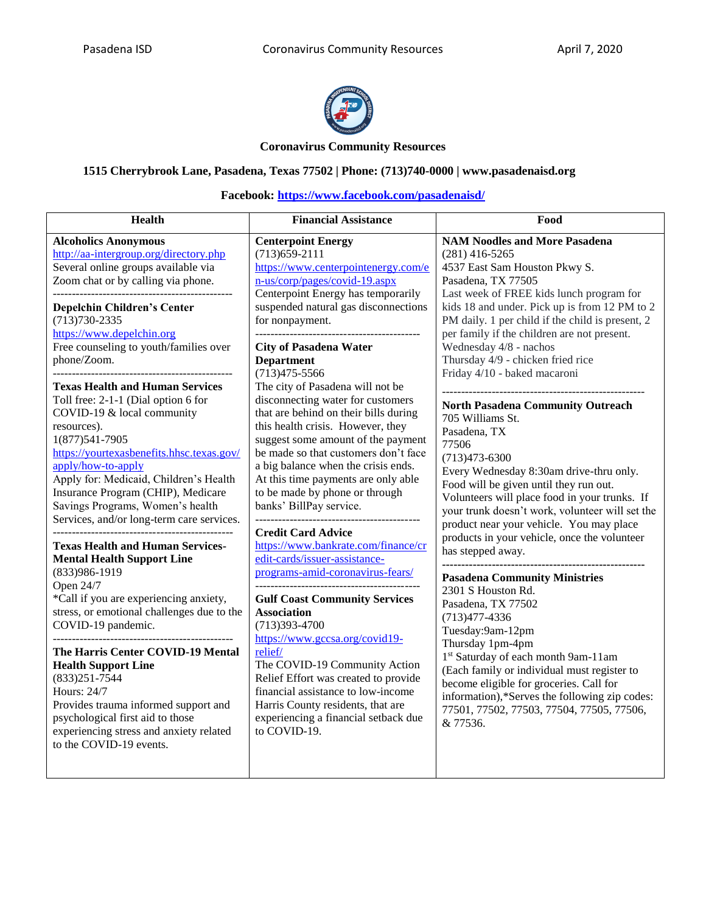**Coronavirus Community Resources**

**1515 Cherrybrook Lane, Pasadena, Texas 77502 | Phone: (713)740-0000 | www.pasadenaisd.org**

**Facebook: https://www.facebook.com/pasadenaisd/**

| Health | Financial Assistance | Food |
|---|---|---|
| **Alcoholics Anonymous**<br>http://aa-intergroup.org/directory.php<br>Several online groups available via Zoom chat or by calling via phone.<br>-----<br>**Depelchin Children's Center**<br>(713)730-2335<br>https://www.depelchin.org<br>Free counseling to youth/families over phone/Zoom.<br>-----<br>**Texas Health and Human Services**<br>Toll free: 2-1-1 (Dial option 6 for COVID-19 & local community resources).<br>1(877)541-7905<br>https://yourtexasbenefits.hhsc.texas.gov/apply/how-to-apply<br>Apply for: Medicaid, Children's Health Insurance Program (CHIP), Medicare Savings Programs, Women's health Services, and/or long-term care services.<br>-----<br>**Texas Health and Human Services-Mental Health Support Line**<br>(833)986-1919<br>Open 24/7<br>*Call if you are experiencing anxiety, stress, or emotional challenges due to the COVID-19 pandemic.<br>-----<br>**The Harris Center COVID-19 Mental Health Support Line**<br>(833)251-7544<br>Hours: 24/7<br>Provides trauma informed support and psychological first aid to those experiencing stress and anxiety related to the COVID-19 events. | **Centerpoint Energy**<br>(713)659-2111<br>https://www.centerpointenergy.com/en-us/corp/pages/covid-19.aspx<br>Centerpoint Energy has temporarily suspended natural gas disconnections for nonpayment.<br>-----<br>**City of Pasadena Water Department**<br>(713)475-5566<br>The city of Pasadena will not be disconnecting water for customers that are behind on their bills during this health crisis. However, they suggest some amount of the payment be made so that customers don't face a big balance when the crisis ends. At this time payments are only able to be made by phone or through banks' BillPay service.<br>-----<br>**Credit Card Advice**<br>https://www.bankrate.com/finance/credit-cards/issuer-assistance-programs-amid-coronavirus-fears/<br>-----<br>**Gulf Coast Community Services Association**<br>(713)393-4700<br>https://www.gccsa.org/covid19-relief/<br>The COVID-19 Community Action Relief Effort was created to provide financial assistance to low-income Harris County residents, that are experiencing a financial setback due to COVID-19. | **NAM Noodles and More Pasadena**<br>(281) 416-5265<br>4537 East Sam Houston Pkwy S.<br>Pasadena, TX 77505<br>Last week of FREE kids lunch program for kids 18 and under. Pick up is from 12 PM to 2 PM daily. 1 per child if the child is present, 2 per family if the children are not present.<br>Wednesday 4/8 - nachos<br>Thursday 4/9 - chicken fried rice<br>Friday 4/10 - baked macaroni<br>-----<br>**North Pasadena Community Outreach**<br>705 Williams St.<br>Pasadena, TX<br>77506<br>(713)473-6300<br>Every Wednesday 8:30am drive-thru only. Food will be given until they run out. Volunteers will place food in your trunks. If your trunk doesn't work, volunteer will set the product near your vehicle. You may place products in your vehicle, once the volunteer has stepped away.<br>-----<br>**Pasadena Community Ministries**<br>2301 S Houston Rd.<br>Pasadena, TX 77502<br>(713)477-4336<br>Tuesday:9am-12pm<br>Thursday 1pm-4pm<br>1st Saturday of each month 9am-11am<br>(Each family or individual must register to become eligible for groceries. Call for information),*Serves the following zip codes: 77501, 77502, 77503, 77504, 77505, 77506, & 77536. |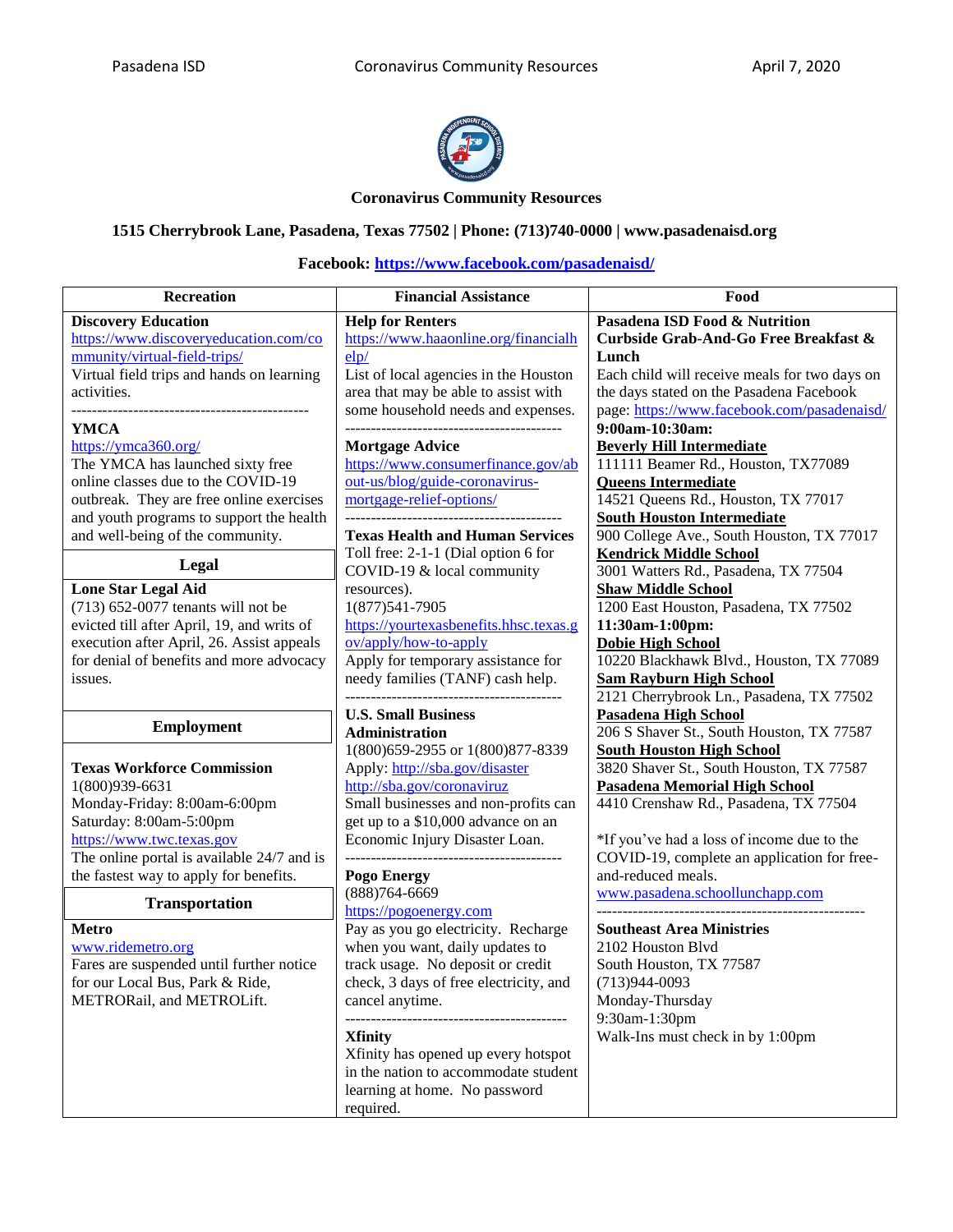# Coronavirus Community Resources

**1515 Cherrybrook Lane, Pasadena, Texas 77502 | Phone: (713)740-0000 | www.pasadenaisd.org**

**Facebook: https://www.facebook.com/pasadenaisd/**

## Recreation

**Discovery Education**
https://www.discoveryeducation.com/community/virtual-field-trips/
Virtual field trips and hands on learning activities.

---

**YMCA**
https://ymca360.org/
The YMCA has launched sixty free online classes due to the COVID-19 outbreak. They are free online exercises and youth programs to support the health and well-being of the community.

## Legal

**Lone Star Legal Aid**
(713) 652-0077 tenants will not be evicted till after April, 19, and writs of execution after April, 26. Assist appeals for denial of benefits and more advocacy issues.

## Employment

**Texas Workforce Commission**
1(800)939-6631
Monday-Friday: 8:00am-6:00pm
Saturday: 8:00am-5:00pm
https://www.twc.texas.gov
The online portal is available 24/7 and is the fastest way to apply for benefits.

## Transportation

**Metro**
www.ridemetro.org
Fares are suspended until further notice for our Local Bus, Park & Ride, METRORail, and METROLift.

## Financial Assistance

**Help for Renters**
https://www.haaonline.org/financialhelp/
List of local agencies in the Houston area that may be able to assist with some household needs and expenses.

---

**Mortgage Advice**
https://www.consumerfinance.gov/about-us/blog/guide-coronavirus-mortgage-relief-options/

---

**Texas Health and Human Services**
Toll free: 2-1-1 (Dial option 6 for COVID-19 & local community resources).
1(877)541-7905
https://yourtexasbenefits.hhsc.texas.gov/apply/how-to-apply
Apply for temporary assistance for needy families (TANF) cash help.

---

**U.S. Small Business Administration**
1(800)659-2955 or 1(800)877-8339
Apply: http://sba.gov/disaster
http://sba.gov/coronaviruz
Small businesses and non-profits can get up to a $10,000 advance on an Economic Injury Disaster Loan.

---

**Pogo Energy**
(888)764-6669
https://pogoenergy.com
Pay as you go electricity. Recharge when you want, daily updates to track usage. No deposit or credit check, 3 days of free electricity, and cancel anytime.

---

**Xfinity**
Xfinity has opened up every hotspot in the nation to accommodate student learning at home. No password required.

## Food

**Pasadena ISD Food & Nutrition Curbside Grab-And-Go Free Breakfast & Lunch**
Each child will receive meals for two days on the days stated on the Pasadena Facebook page: https://www.facebook.com/pasadenaisd/

**9:00am-10:30am:**

**Beverly Hill Intermediate**
111111 Beamer Rd., Houston, TX77089
**Queens Intermediate**
14521 Queens Rd., Houston, TX 77017
**South Houston Intermediate**
900 College Ave., South Houston, TX 77017
**Kendrick Middle School**
3001 Watters Rd., Pasadena, TX 77504
**Shaw Middle School**
1200 East Houston, Pasadena, TX 77502

**11:30am-1:00pm:**

**Dobie High School**
10220 Blackhawk Blvd., Houston, TX 77089
**Sam Rayburn High School**
2121 Cherrybrook Ln., Pasadena, TX 77502
**Pasadena High School**
206 S Shaver St., South Houston, TX 77587
**South Houston High School**
3820 Shaver St., South Houston, TX 77587
**Pasadena Memorial High School**
4410 Crenshaw Rd., Pasadena, TX 77504

*If you've had a loss of income due to the COVID-19, complete an application for free-and-reduced meals.
www.pasadena.schoollunchapp.com

---

**Southeast Area Ministries**
2102 Houston Blvd
South Houston, TX 77587
(713)944-0093
Monday-Thursday
9:30am-1:30pm
Walk-Ins must check in by 1:00pm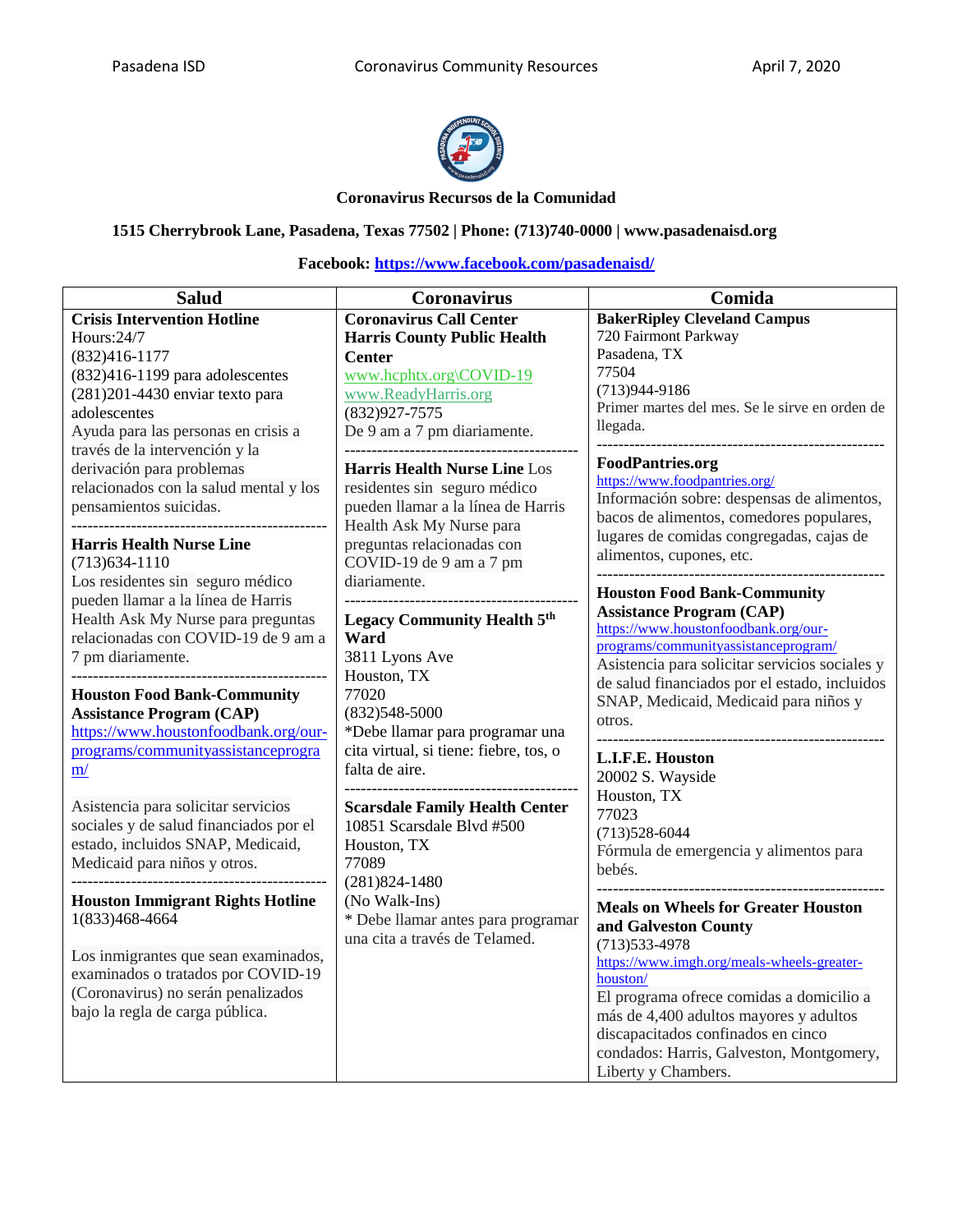**Coronavirus Recursos de la Comunidad**

**1515 Cherrybrook Lane, Pasadena, Texas 77502 | Phone: (713)740-0000 | www.pasadenaisd.org**

**Facebook: https://www.facebook.com/pasadenaisd/**

| Salud | Coronavirus | Comida |
|---|---|---|
| **Crisis Intervention Hotline**<br>Hours:24/7<br>(832)416-1177<br>(832)416-1199 para adolescentes<br>(281)201-4430 enviar texto para adolescentes<br>Ayuda para las personas en crisis a través de la intervención y la derivación para problemas relacionados con la salud mental y los pensamientos suicidas.<br>---<br>**Harris Health Nurse Line**<br>(713)634-1110<br>Los residentes sin seguro médico pueden llamar a la línea de Harris Health Ask My Nurse para preguntas relacionadas con COVID-19 de 9 am a 7 pm diariamente.<br>---<br>**Houston Food Bank-Community Assistance Program (CAP)**<br>https://www.houstonfoodbank.org/our-programs/communityassistanceprogram/<br>Asistencia para solicitar servicios sociales y de salud financiados por el estado, incluidos SNAP, Medicaid, Medicaid para niños y otros.<br>---<br>**Houston Immigrant Rights Hotline**<br>1(833)468-4664<br>Los inmigrantes que sean examinados, examinados o tratados por COVID-19 (Coronavirus) no serán penalizados bajo la regla de carga pública. | **Coronavirus Call Center Harris County Public Health Center**<br>www.hcphtx.org\COVID-19<br>www.ReadyHarris.org<br>(832)927-7575<br>De 9 am a 7 pm diariamente.<br>---<br>**Harris Health Nurse Line** Los residentes sin seguro médico pueden llamar a la línea de Harris Health Ask My Nurse para preguntas relacionadas con COVID-19 de 9 am a 7 pm diariamente.<br>---<br>**Legacy Community Health 5th Ward**<br>3811 Lyons Ave<br>Houston, TX<br>77020<br>(832)548-5000<br>*Debe llamar para programar una cita virtual, si tiene: fiebre, tos, o falta de aire.<br>---<br>**Scarsdale Family Health Center**<br>10851 Scarsdale Blvd #500<br>Houston, TX<br>77089<br>(281)824-1480<br>(No Walk-Ins)<br>* Debe llamar antes para programar una cita a través de Telamed. | **BakerRipley Cleveland Campus**<br>720 Fairmont Parkway<br>Pasadena, TX<br>77504<br>(713)944-9186<br>Primer martes del mes. Se le sirve en orden de llegada.<br>---<br>**FoodPantries.org**<br>https://www.foodpantries.org/<br>Información sobre: despensas de alimentos, bacos de alimentos, comedores populares, lugares de comidas congregadas, cajas de alimentos, cupones, etc.<br>---<br>**Houston Food Bank-Community Assistance Program (CAP)**<br>https://www.houstonfoodbank.org/our-programs/communityassistanceprogram/<br>Asistencia para solicitar servicios sociales y de salud financiados por el estado, incluidos SNAP, Medicaid, Medicaid para niños y otros.<br>---<br>**L.I.F.E. Houston**<br>20002 S. Wayside<br>Houston, TX<br>77023<br>(713)528-6044<br>Fórmula de emergencia y alimentos para bebés.<br>---<br>**Meals on Wheels for Greater Houston and Galveston County**<br>(713)533-4978<br>https://www.imgh.org/meals-wheels-greater-houston/<br>El programa ofrece comidas a domicilio a más de 4,400 adultos mayores y adultos discapacitados confinados en cinco condados: Harris, Galveston, Montgomery, Liberty y Chambers. |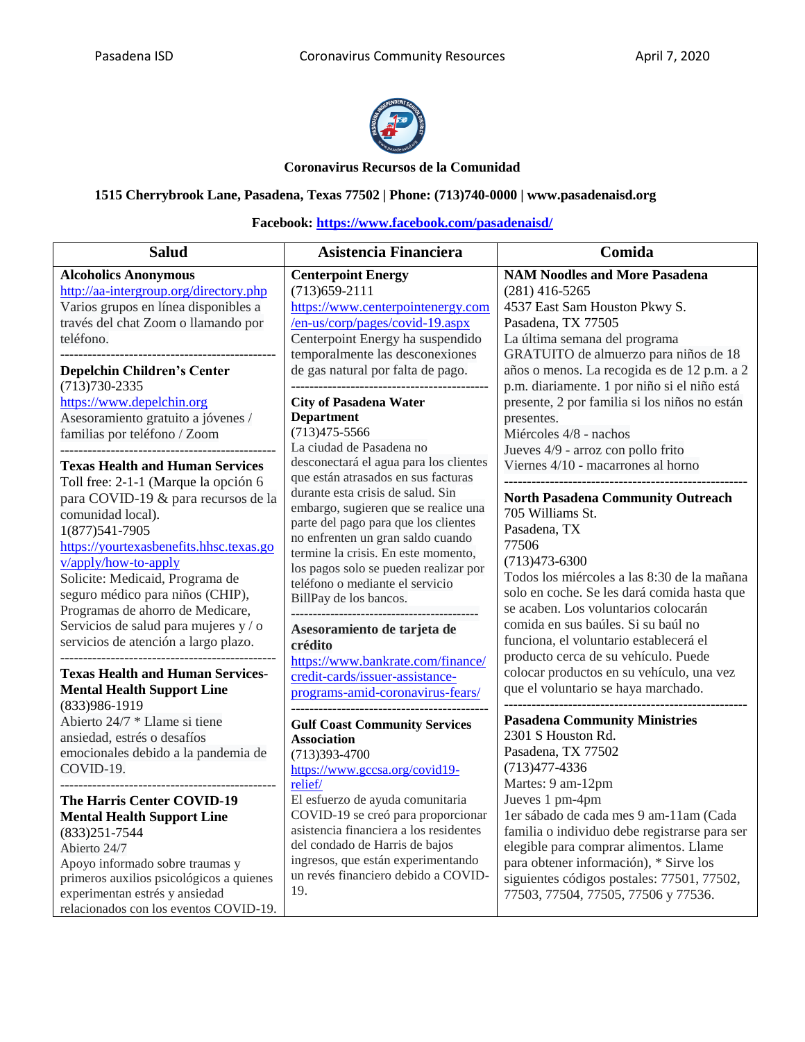**Coronavirus Recursos de la Comunidad**

**1515 Cherrybrook Lane, Pasadena, Texas 77502 | Phone: (713)740-0000 | www.pasadenaisd.org**

**Facebook: https://www.facebook.com/pasadenaisd/**

| Salud | Asistencia Financiera | Comida |
|---|---|---|
| **Alcoholics Anonymous**<br>http://aa-intergroup.org/directory.php<br>Varios grupos en línea disponibles a través del chat Zoom o llamando por teléfono.<br>---<br>**Depelchin Children's Center**<br>(713)730-2335<br>https://www.depelchin.org<br>Asesoramiento gratuito a jóvenes / familias por teléfono / Zoom<br>---<br>**Texas Health and Human Services**<br>Toll free: 2-1-1 (Marque la opción 6 para COVID-19 & para recursos de la comunidad local).<br>1(877)541-7905<br>https://yourtexasbenefits.hhsc.texas.gov/apply/how-to-apply<br>Solicite: Medicaid, Programa de seguro médico para niños (CHIP), Programas de ahorro de Medicare, Servicios de salud para mujeres y / o servicios de atención a largo plazo.<br>---<br>**Texas Health and Human Services-Mental Health Support Line**<br>(833)986-1919<br>Abierto 24/7 * Llame si tiene ansiedad, estrés o desafíos emocionales debido a la pandemia de COVID-19.<br>---<br>**The Harris Center COVID-19 Mental Health Support Line**<br>(833)251-7544<br>Abierto 24/7<br>Apoyo informado sobre traumas y primeros auxilios psicológicos a quienes experimentan estrés y ansiedad relacionados con los eventos COVID-19. | **Centerpoint Energy**<br>(713)659-2111<br>https://www.centerpointenergy.com/en-us/corp/pages/covid-19.aspx<br>Centerpoint Energy ha suspendido temporalmente las desconexiones de gas natural por falta de pago.<br>---<br>**City of Pasadena Water Department**<br>(713)475-5566<br>La ciudad de Pasadena no desconectará el agua para los clientes que están atrasados en sus facturas durante esta crisis de salud. Sin embargo, sugieren que se realice una parte del pago para que los clientes no enfrenten un gran saldo cuando termine la crisis. En este momento, los pagos solo se pueden realizar por teléfono o mediante el servicio BillPay de los bancos.<br>---<br>**Asesoramiento de tarjeta de crédito**<br>https://www.bankrate.com/finance/credit-cards/issuer-assistance-programs-amid-coronavirus-fears/<br>---<br>**Gulf Coast Community Services Association**<br>(713)393-4700<br>https://www.gccsa.org/covid19-relief/<br>El esfuerzo de ayuda comunitaria COVID-19 se creó para proporcionar asistencia financiera a los residentes del condado de Harris de bajos ingresos, que están experimentando un revés financiero debido a COVID-19. | **NAM Noodles and More Pasadena**<br>(281) 416-5265<br>4537 East Sam Houston Pkwy S.<br>Pasadena, TX 77505<br>La última semana del programa GRATUITO de almuerzo para niños de 18 años o menos. La recogida es de 12 p.m. a 2 p.m. diariamente. 1 por niño si el niño está presente, 2 por familia si los niños no están presentes.<br>Miércoles 4/8 - nachos<br>Jueves 4/9 - arroz con pollo frito<br>Viernes 4/10 - macarrones al horno<br>---<br>**North Pasadena Community Outreach**<br>705 Williams St.<br>Pasadena, TX<br>77506<br>(713)473-6300<br>Todos los miércoles a las 8:30 de la mañana solo en coche. Se les dará comida hasta que se acaben. Los voluntarios colocarán comida en sus baúles. Si su baúl no funciona, el voluntario establecerá el producto cerca de su vehículo. Puede colocar productos en su vehículo, una vez que el voluntario se haya marchado.<br>---<br>**Pasadena Community Ministries**<br>2301 S Houston Rd.<br>Pasadena, TX 77502<br>(713)477-4336<br>Martes: 9 am-12pm<br>Jueves 1 pm-4pm<br>1er sábado de cada mes 9 am-11am (Cada familia o individuo debe registrarse para ser elegible para comprar alimentos. Llame para obtener información), * Sirve los siguientes códigos postales: 77501, 77502, 77503, 77504, 77505, 77506 y 77536. |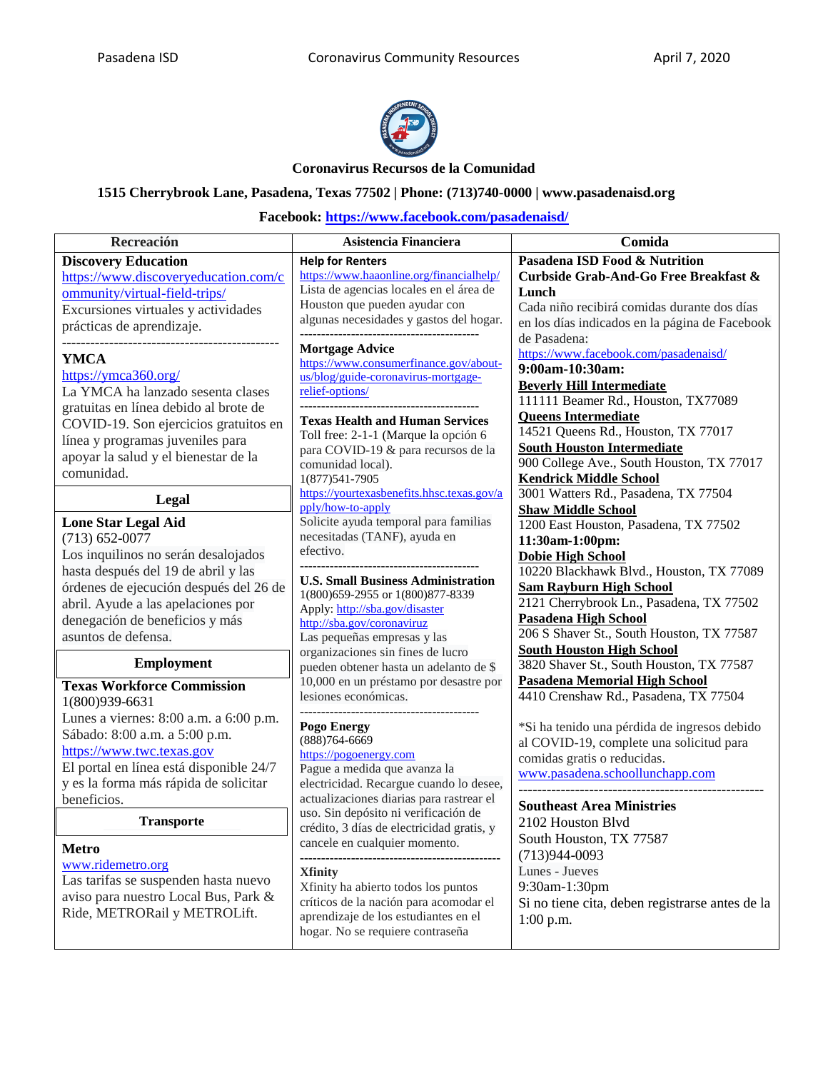## Coronavirus Recursos de la Comunidad

**1515 Cherrybrook Lane, Pasadena, Texas 77502 | Phone: (713)740-0000 | www.pasadenaisd.org**

**Facebook: https://www.facebook.com/pasadenaisd/**

### Recreación

**Discovery Education**
https://www.discoveryeducation.com/community/virtual-field-trips/
Excursiones virtuales y actividades prácticas de aprendizaje.

---

**YMCA**
https://ymca360.org/
La YMCA ha lanzado sesenta clases gratuitas en línea debido al brote de COVID-19. Son ejercicios gratuitos en línea y programas juveniles para apoyar la salud y el bienestar de la comunidad.

### Legal

**Lone Star Legal Aid**
(713) 652-0077
Los inquilinos no serán desalojados hasta después del 19 de abril y las órdenes de ejecución después del 26 de abril. Ayude a las apelaciones por denegación de beneficios y más asuntos de defensa.

### Employment

**Texas Workforce Commission**
1(800)939-6631
Lunes a viernes: 8:00 a.m. a 6:00 p.m.
Sábado: 8:00 a.m. a 5:00 p.m.
https://www.twc.texas.gov
El portal en línea está disponible 24/7 y es la forma más rápida de solicitar beneficios.

### Transporte

**Metro**
www.ridemetro.org
Las tarifas se suspenden hasta nuevo aviso para nuestro Local Bus, Park & Ride, METRORail y METROLift.

### Asistencia Financiera

**Help for Renters**
https://www.haaonline.org/financialhelp/
Lista de agencias locales en el área de Houston que pueden ayudar con algunas necesidades y gastos del hogar.

---

**Mortgage Advice**
https://www.consumerfinance.gov/about-us/blog/guide-coronavirus-mortgage-relief-options/

---

**Texas Health and Human Services**
Toll free: 2-1-1 (Marque la opción 6 para COVID-19 & para recursos de la comunidad local).
1(877)541-7905
https://yourtexasbenefits.hhsc.texas.gov/apply/how-to-apply
Solicite ayuda temporal para familias necesitadas (TANF), ayuda en efectivo.

---

**U.S. Small Business Administration**
1(800)659-2955 or 1(800)877-8339
Apply: http://sba.gov/disaster
http://sba.gov/coronaviruz
Las pequeñas empresas y las organizaciones sin fines de lucro pueden obtener hasta un adelanto de $ 10,000 en un préstamo por desastre por lesiones económicas.

---

**Pogo Energy**
(888)764-6669
https://pogoenergy.com
Pague a medida que avanza la electricidad. Recargue cuando lo desee, actualizaciones diarias para rastrear el uso. Sin depósito ni verificación de crédito, 3 días de electricidad gratis, y cancele en cualquier momento.

---

**Xfinity**
Xfinity ha abierto todos los puntos críticos de la nación para acomodar el aprendizaje de los estudiantes en el hogar. No se requiere contraseña

### Comida

**Pasadena ISD Food & Nutrition Curbside Grab-And-Go Free Breakfast & Lunch**
Cada niño recibirá comidas durante dos días en los días indicados en la página de Facebook de Pasadena:
https://www.facebook.com/pasadenaisd/

**9:00am-10:30am:**

**Beverly Hill Intermediate**
111111 Beamer Rd., Houston, TX77089
**Queens Intermediate**
14521 Queens Rd., Houston, TX 77017
**South Houston Intermediate**
900 College Ave., South Houston, TX 77017
**Kendrick Middle School**
3001 Watters Rd., Pasadena, TX 77504
**Shaw Middle School**
1200 East Houston, Pasadena, TX 77502

**11:30am-1:00pm:**

**Dobie High School**
10220 Blackhawk Blvd., Houston, TX 77089
**Sam Rayburn High School**
2121 Cherrybrook Ln., Pasadena, TX 77502
**Pasadena High School**
206 S Shaver St., South Houston, TX 77587
**South Houston High School**
3820 Shaver St., South Houston, TX 77587
**Pasadena Memorial High School**
4410 Crenshaw Rd., Pasadena, TX 77504

*Si ha tenido una pérdida de ingresos debido al COVID-19, complete una solicitud para comidas gratis o reducidas.
www.pasadena.schoollunchapp.com

---

**Southeast Area Ministries**
2102 Houston Blvd
South Houston, TX 77587
(713)944-0093
Lunes - Jueves
9:30am-1:30pm
Si no tiene cita, deben registrarse antes de la 1:00 p.m.